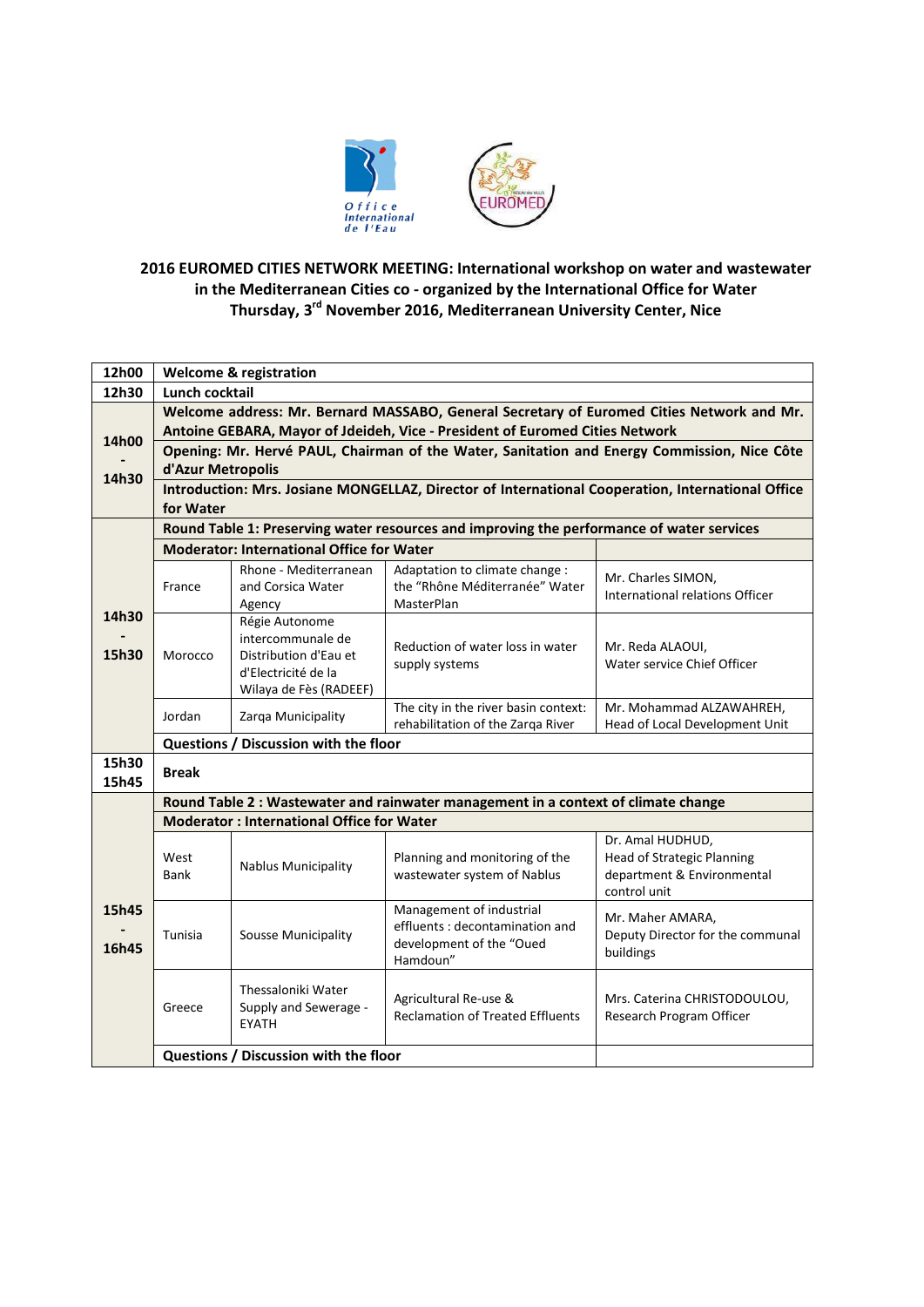Office International de l'Eau

EUROMED

# 2016 EUROMED CITIES NETWORK MEETING: International workshop on water and wastewater in the Mediterranean Cities co - organized by the International Office for Water

## Thursday, 3rd November 2016, Mediterranean University Center, Nice

| Time | | | | |
|---|---|---|---|---|
| **12h00** | **Welcome & registration** | | | |
| **12h30** | **Lunch cocktail** | | | |
| **14h00 - 14h30** | **Welcome address: Mr. Bernard MASSABO, General Secretary of Euromed Cities Network and Mr. Antoine GEBARA, Mayor of Jdeideh, Vice - President of Euromed Cities Network** | | | |
| | **Opening: Mr. Hervé PAUL, Chairman of the Water, Sanitation and Energy Commission, Nice Côte d'Azur Metropolis** | | | |
| | **Introduction: Mrs. Josiane MONGELLAZ, Director of International Cooperation, International Office for Water** | | | |
| **14h30 - 15h30** | **Round Table 1: Preserving water resources and improving the performance of water services** | | | |
| | **Moderator: International Office for Water** | | | |
| | France | Rhone - Mediterranean and Corsica Water Agency | Adaptation to climate change : the "Rhône Méditerranée" Water MasterPlan | Mr. Charles SIMON, International relations Officer |
| | Morocco | Régie Autonome intercommunale de Distribution d'Eau et d'Electricité de la Wilaya de Fès (RADEEF) | Reduction of water loss in water supply systems | Mr. Reda ALAOUI, Water service Chief Officer |
| | Jordan | Zarqa Municipality | The city in the river basin context: rehabilitation of the Zarqa River | Mr. Mohammad ALZAWAHREH, Head of Local Development Unit |
| | **Questions / Discussion with the floor** | | | |
| **15h30 15h45** | **Break** | | | |
| **15h45 - 16h45** | **Round Table 2 : Wastewater and rainwater management in a context of climate change** | | | |
| | **Moderator : International Office for Water** | | | |
| | West Bank | Nablus Municipality | Planning and monitoring of the wastewater system of Nablus | Dr. Amal HUDHUD, Head of Strategic Planning department & Environmental control unit |
| | Tunisia | Sousse Municipality | Management of industrial effluents : decontamination and development of the "Oued Hamdoun" | Mr. Maher AMARA, Deputy Director for the communal buildings |
| | Greece | Thessaloniki Water Supply and Sewerage - EYATH | Agricultural Re-use & Reclamation of Treated Effluents | Mrs. Caterina CHRISTODOULOU, Research Program Officer |
| | **Questions / Discussion with the floor** | | | |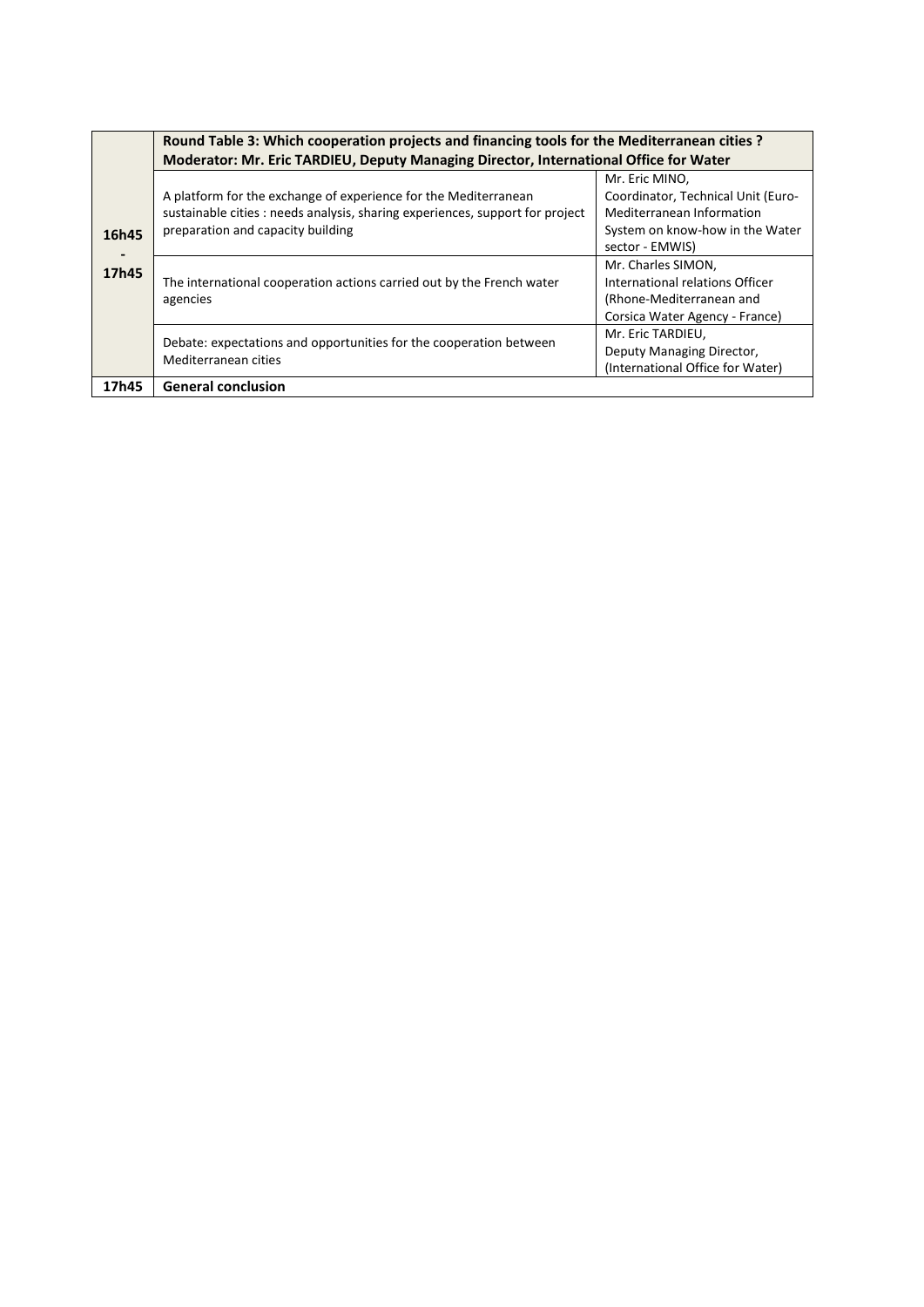| | | |
|---|---|---|
| | **Round Table 3: Which cooperation projects and financing tools for the Mediterranean cities ?**<br>**Moderator: Mr. Eric TARDIEU, Deputy Managing Director, International Office for Water** | |
| **16h45 - 17h45** | A platform for the exchange of experience for the Mediterranean sustainable cities : needs analysis, sharing experiences, support for project preparation and capacity building | Mr. Eric MINO, Coordinator, Technical Unit (Euro-Mediterranean Information System on know-how in the Water sector - EMWIS) |
| | The international cooperation actions carried out by the French water agencies | Mr. Charles SIMON, International relations Officer (Rhone-Mediterranean and Corsica Water Agency - France) |
| | Debate: expectations and opportunities for the cooperation between Mediterranean cities | Mr. Eric TARDIEU, Deputy Managing Director, (International Office for Water) |
| **17h45** | **General conclusion** | |